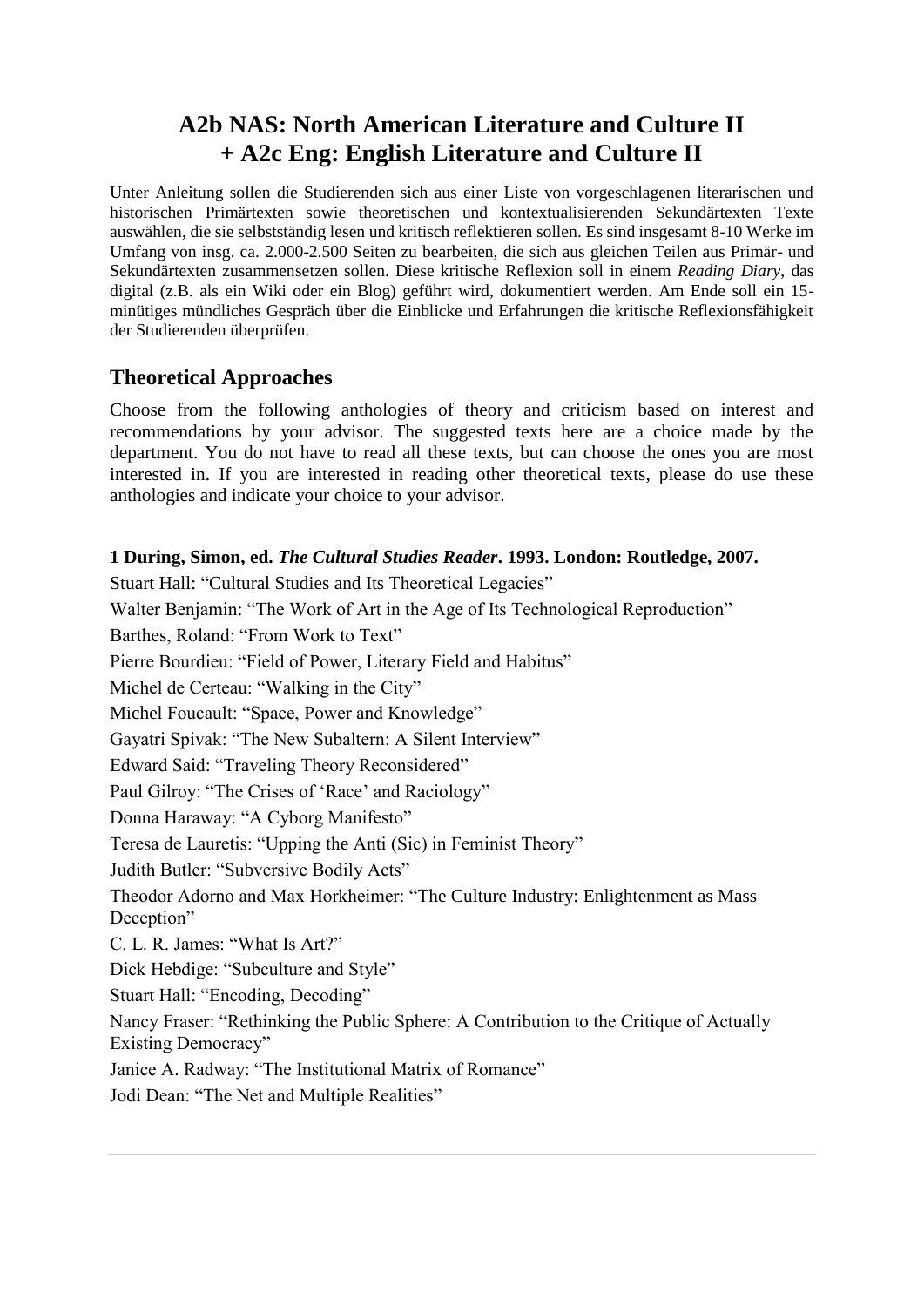# A2b NAS: North American Literature and Culture II + A2c Eng: English Literature and Culture II

Unter Anleitung sollen die Studierenden sich aus einer Liste von vorgeschlagenen literarischen und historischen Primärtexten sowie theoretischen und kontextualisierenden Sekundärtexten Texte auswählen, die sie selbstständig lesen und kritisch reflektieren sollen. Es sind insgesamt 8-10 Werke im Umfang von insg. ca. 2.000-2.500 Seiten zu bearbeiten, die sich aus gleichen Teilen aus Primär- und Sekundärtexten zusammensetzen sollen. Diese kritische Reflexion soll in einem *Reading Diary*, das digital (z.B. als ein Wiki oder ein Blog) geführt wird, dokumentiert werden. Am Ende soll ein 15-minütiges mündliches Gespräch über die Einblicke und Erfahrungen die kritische Reflexionsfähigkeit der Studierenden überprüfen.

## Theoretical Approaches

Choose from the following anthologies of theory and criticism based on interest and recommendations by your advisor. The suggested texts here are a choice made by the department. You do not have to read all these texts, but can choose the ones you are most interested in. If you are interested in reading other theoretical texts, please do use these anthologies and indicate your choice to your advisor.

**1 During, Simon, ed. *The Cultural Studies Reader*. 1993. London: Routledge, 2007.**

Stuart Hall: "Cultural Studies and Its Theoretical Legacies"
Walter Benjamin: "The Work of Art in the Age of Its Technological Reproduction"
Barthes, Roland: "From Work to Text"
Pierre Bourdieu: "Field of Power, Literary Field and Habitus"
Michel de Certeau: "Walking in the City"
Michel Foucault: "Space, Power and Knowledge"
Gayatri Spivak: "The New Subaltern: A Silent Interview"
Edward Said: "Traveling Theory Reconsidered"
Paul Gilroy: "The Crises of 'Race' and Raciology"
Donna Haraway: "A Cyborg Manifesto"
Teresa de Lauretis: "Upping the Anti (Sic) in Feminist Theory"
Judith Butler: "Subversive Bodily Acts"
Theodor Adorno and Max Horkheimer: "The Culture Industry: Enlightenment as Mass Deception"
C. L. R. James: "What Is Art?"
Dick Hebdige: "Subculture and Style"
Stuart Hall: "Encoding, Decoding"
Nancy Fraser: "Rethinking the Public Sphere: A Contribution to the Critique of Actually Existing Democracy"
Janice A. Radway: "The Institutional Matrix of Romance"
Jodi Dean: "The Net and Multiple Realities"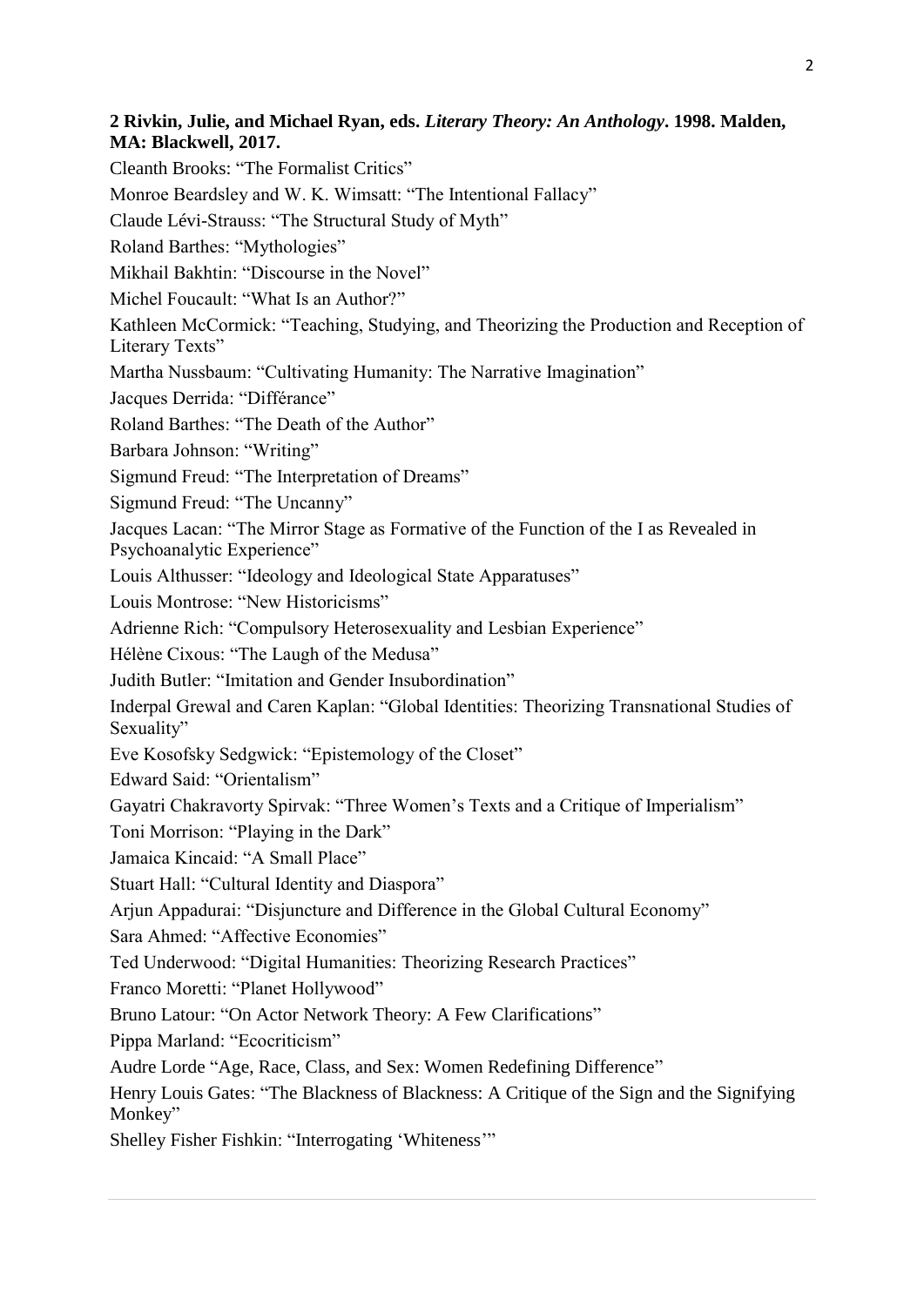**2 Rivkin, Julie, and Michael Ryan, eds. *Literary Theory: An Anthology*. 1998. Malden, MA: Blackwell, 2017.**

Cleanth Brooks: "The Formalist Critics"

Monroe Beardsley and W. K. Wimsatt: "The Intentional Fallacy"

Claude Lévi-Strauss: "The Structural Study of Myth"

Roland Barthes: "Mythologies"

Mikhail Bakhtin: "Discourse in the Novel"

Michel Foucault: "What Is an Author?"

Kathleen McCormick: "Teaching, Studying, and Theorizing the Production and Reception of Literary Texts"

Martha Nussbaum: "Cultivating Humanity: The Narrative Imagination"

Jacques Derrida: "Différance"

Roland Barthes: "The Death of the Author"

Barbara Johnson: "Writing"

Sigmund Freud: "The Interpretation of Dreams"

Sigmund Freud: "The Uncanny"

Jacques Lacan: "The Mirror Stage as Formative of the Function of the I as Revealed in Psychoanalytic Experience"

Louis Althusser: "Ideology and Ideological State Apparatuses"

Louis Montrose: "New Historicisms"

Adrienne Rich: "Compulsory Heterosexuality and Lesbian Experience"

Hélène Cixous: "The Laugh of the Medusa"

Judith Butler: "Imitation and Gender Insubordination"

Inderpal Grewal and Caren Kaplan: "Global Identities: Theorizing Transnational Studies of Sexuality"

Eve Kosofsky Sedgwick: "Epistemology of the Closet"

Edward Said: "Orientalism"

Gayatri Chakravorty Spirvak: "Three Women's Texts and a Critique of Imperialism"

Toni Morrison: "Playing in the Dark"

Jamaica Kincaid: "A Small Place"

Stuart Hall: "Cultural Identity and Diaspora"

Arjun Appadurai: "Disjuncture and Difference in the Global Cultural Economy"

Sara Ahmed: "Affective Economies"

Ted Underwood: "Digital Humanities: Theorizing Research Practices"

Franco Moretti: "Planet Hollywood"

Bruno Latour: "On Actor Network Theory: A Few Clarifications"

Pippa Marland: "Ecocriticism"

Audre Lorde "Age, Race, Class, and Sex: Women Redefining Difference"

Henry Louis Gates: "The Blackness of Blackness: A Critique of the Sign and the Signifying Monkey"

Shelley Fisher Fishkin: "Interrogating 'Whiteness'"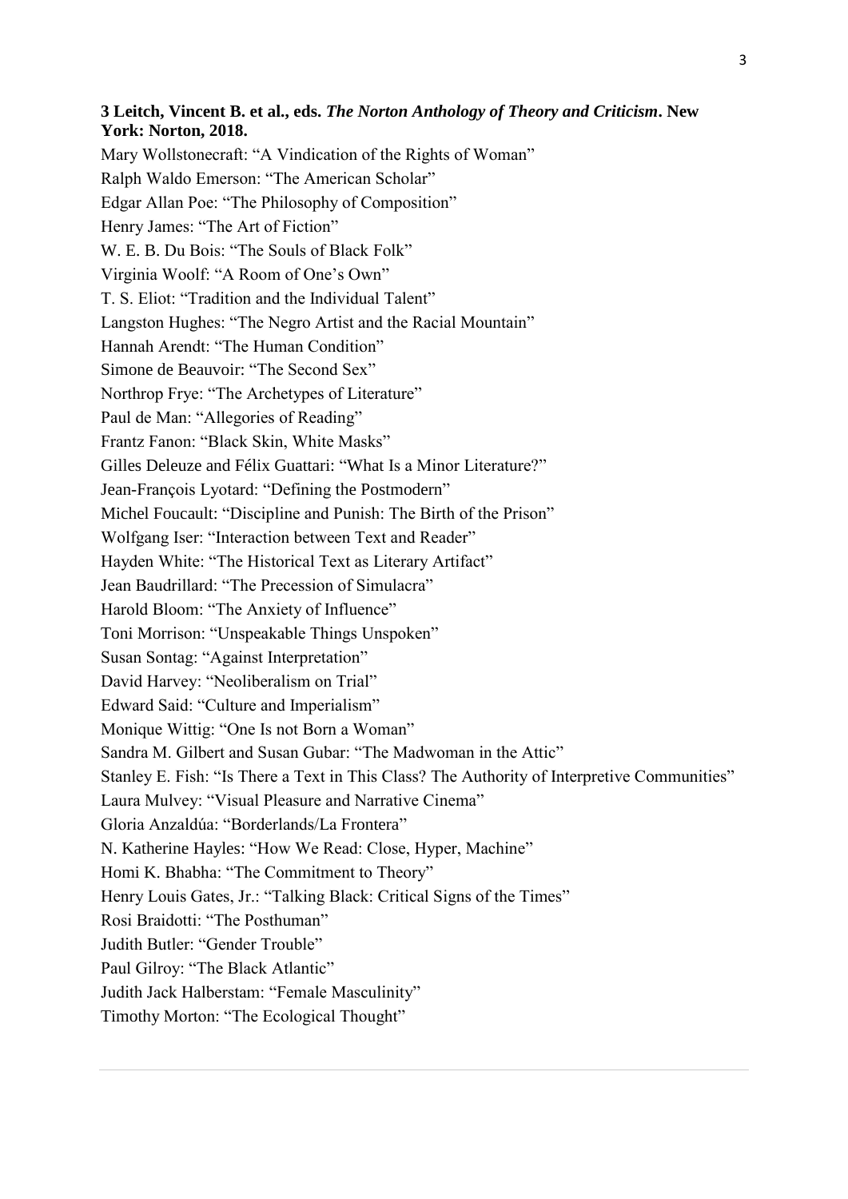**3 Leitch, Vincent B. et al., eds. *The Norton Anthology of Theory and Criticism*. New York: Norton, 2018.**

Mary Wollstonecraft: “A Vindication of the Rights of Woman”

Ralph Waldo Emerson: “The American Scholar”

Edgar Allan Poe: “The Philosophy of Composition”

Henry James: “The Art of Fiction”

W. E. B. Du Bois: “The Souls of Black Folk”

Virginia Woolf: “A Room of One’s Own”

T. S. Eliot: “Tradition and the Individual Talent”

Langston Hughes: “The Negro Artist and the Racial Mountain”

Hannah Arendt: “The Human Condition”

Simone de Beauvoir: “The Second Sex”

Northrop Frye: “The Archetypes of Literature”

Paul de Man: “Allegories of Reading”

Frantz Fanon: “Black Skin, White Masks”

Gilles Deleuze and Félix Guattari: “What Is a Minor Literature?”

Jean-François Lyotard: “Defining the Postmodern”

Michel Foucault: “Discipline and Punish: The Birth of the Prison”

Wolfgang Iser: “Interaction between Text and Reader”

Hayden White: “The Historical Text as Literary Artifact”

Jean Baudrillard: “The Precession of Simulacra”

Harold Bloom: “The Anxiety of Influence”

Toni Morrison: “Unspeakable Things Unspoken”

Susan Sontag: “Against Interpretation”

David Harvey: “Neoliberalism on Trial”

Edward Said: “Culture and Imperialism”

Monique Wittig: “One Is not Born a Woman”

Sandra M. Gilbert and Susan Gubar: “The Madwoman in the Attic”

Stanley E. Fish: “Is There a Text in This Class? The Authority of Interpretive Communities”

Laura Mulvey: “Visual Pleasure and Narrative Cinema”

Gloria Anzaldúa: “Borderlands/La Frontera”

N. Katherine Hayles: “How We Read: Close, Hyper, Machine”

Homi K. Bhabha: “The Commitment to Theory”

Henry Louis Gates, Jr.: “Talking Black: Critical Signs of the Times”

Rosi Braidotti: “The Posthuman”

Judith Butler: “Gender Trouble”

Paul Gilroy: “The Black Atlantic”

Judith Jack Halberstam: “Female Masculinity”

Timothy Morton: “The Ecological Thought”